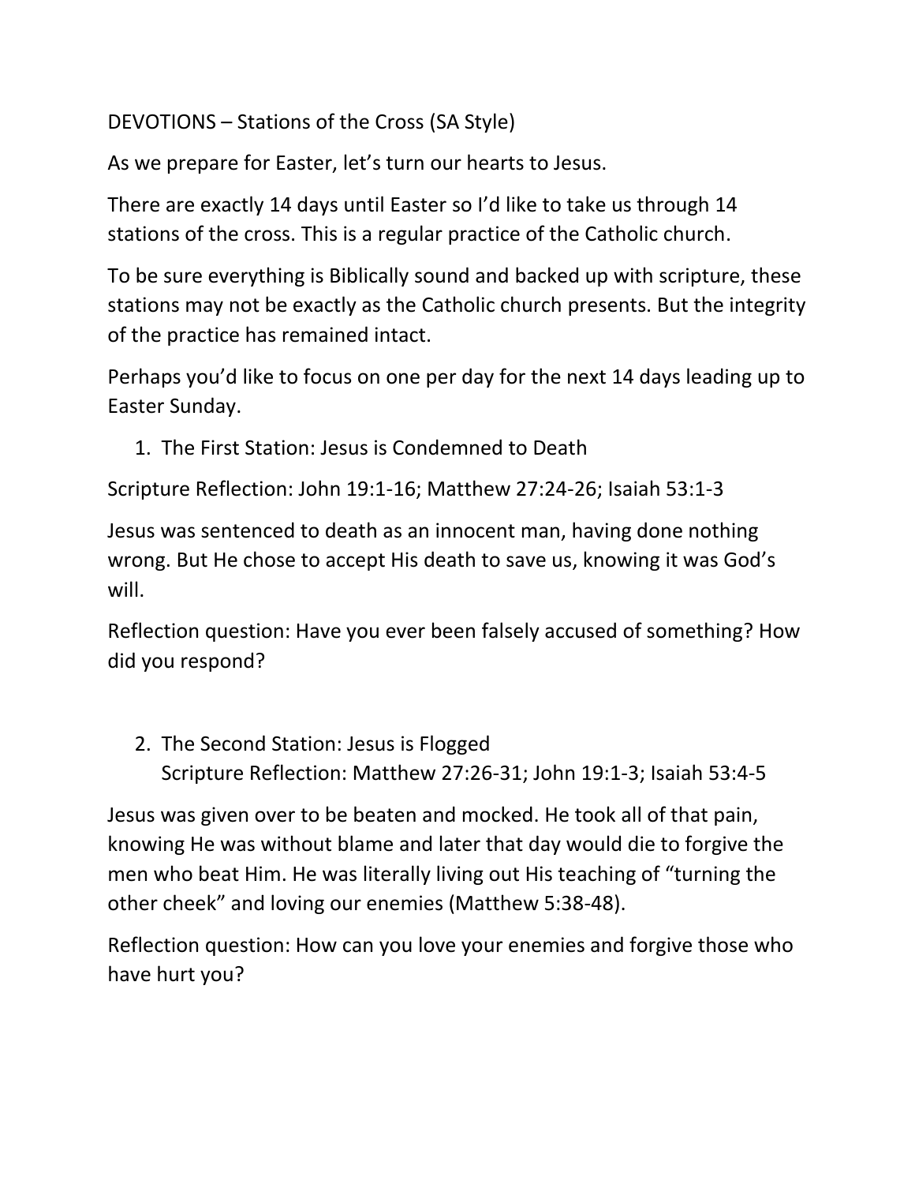DEVOTIONS – Stations of the Cross (SA Style)

As we prepare for Easter, let's turn our hearts to Jesus.

There are exactly 14 days until Easter so I'd like to take us through 14 stations of the cross. This is a regular practice of the Catholic church.

To be sure everything is Biblically sound and backed up with scripture, these stations may not be exactly as the Catholic church presents. But the integrity of the practice has remained intact.

Perhaps you'd like to focus on one per day for the next 14 days leading up to Easter Sunday.

1. The First Station: Jesus is Condemned to Death

Scripture Reflection: John 19:1-16; Matthew 27:24-26; Isaiah 53:1-3

Jesus was sentenced to death as an innocent man, having done nothing wrong. But He chose to accept His death to save us, knowing it was God's will.

Reflection question: Have you ever been falsely accused of something? How did you respond?

2. The Second Station: Jesus is Flogged
   Scripture Reflection: Matthew 27:26-31; John 19:1-3; Isaiah 53:4-5

Jesus was given over to be beaten and mocked. He took all of that pain, knowing He was without blame and later that day would die to forgive the men who beat Him. He was literally living out His teaching of "turning the other cheek" and loving our enemies (Matthew 5:38-48).

Reflection question: How can you love your enemies and forgive those who have hurt you?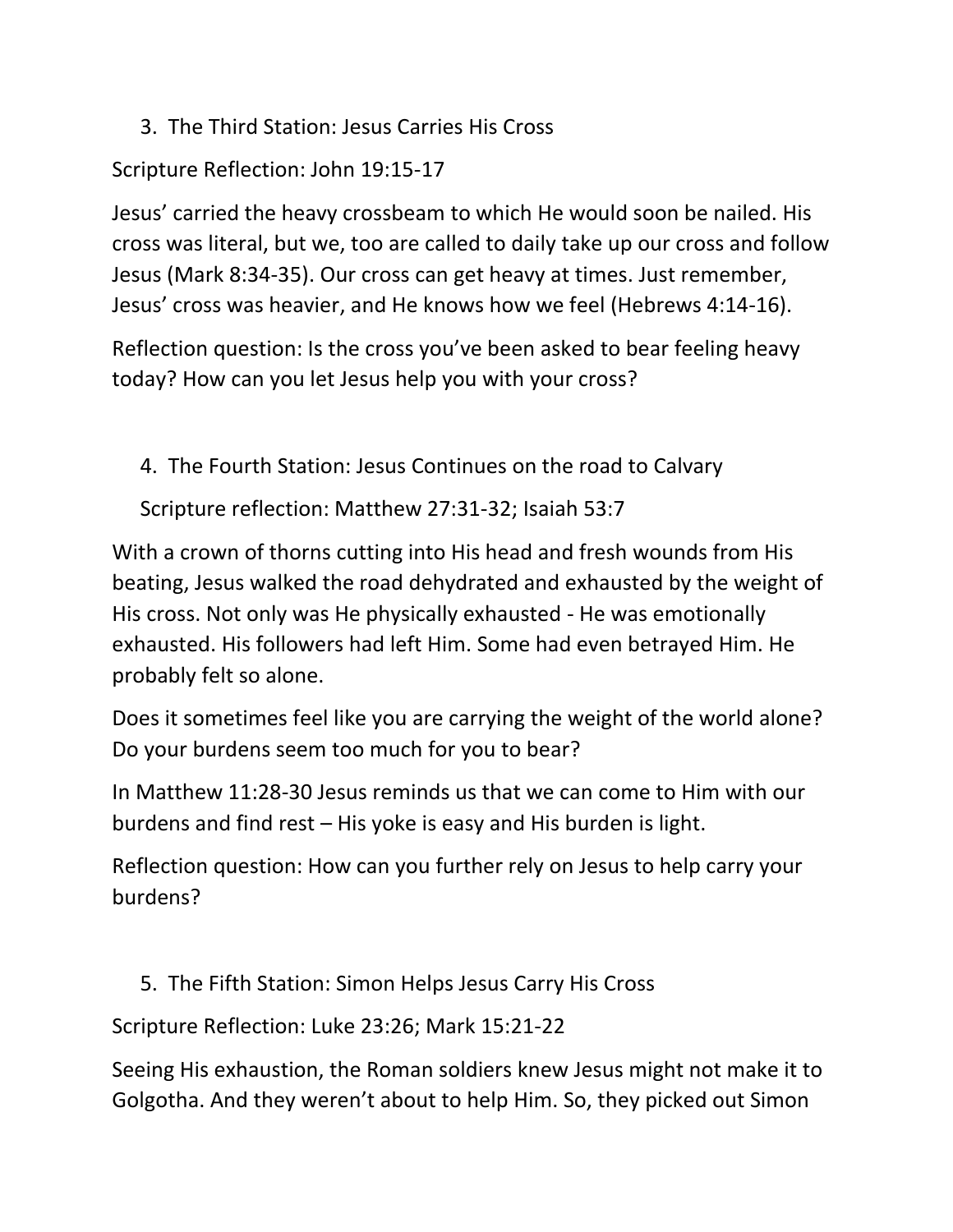3. The Third Station: Jesus Carries His Cross

Scripture Reflection: John 19:15-17

Jesus' carried the heavy crossbeam to which He would soon be nailed. His cross was literal, but we, too are called to daily take up our cross and follow Jesus (Mark 8:34-35). Our cross can get heavy at times. Just remember, Jesus' cross was heavier, and He knows how we feel (Hebrews 4:14-16).

Reflection question: Is the cross you've been asked to bear feeling heavy today? How can you let Jesus help you with your cross?

4. The Fourth Station: Jesus Continues on the road to Calvary

Scripture reflection: Matthew 27:31-32; Isaiah 53:7

With a crown of thorns cutting into His head and fresh wounds from His beating, Jesus walked the road dehydrated and exhausted by the weight of His cross. Not only was He physically exhausted - He was emotionally exhausted. His followers had left Him. Some had even betrayed Him. He probably felt so alone.

Does it sometimes feel like you are carrying the weight of the world alone? Do your burdens seem too much for you to bear?

In Matthew 11:28-30 Jesus reminds us that we can come to Him with our burdens and find rest – His yoke is easy and His burden is light.

Reflection question: How can you further rely on Jesus to help carry your burdens?

5. The Fifth Station: Simon Helps Jesus Carry His Cross

Scripture Reflection: Luke 23:26; Mark 15:21-22

Seeing His exhaustion, the Roman soldiers knew Jesus might not make it to Golgotha. And they weren't about to help Him. So, they picked out Simon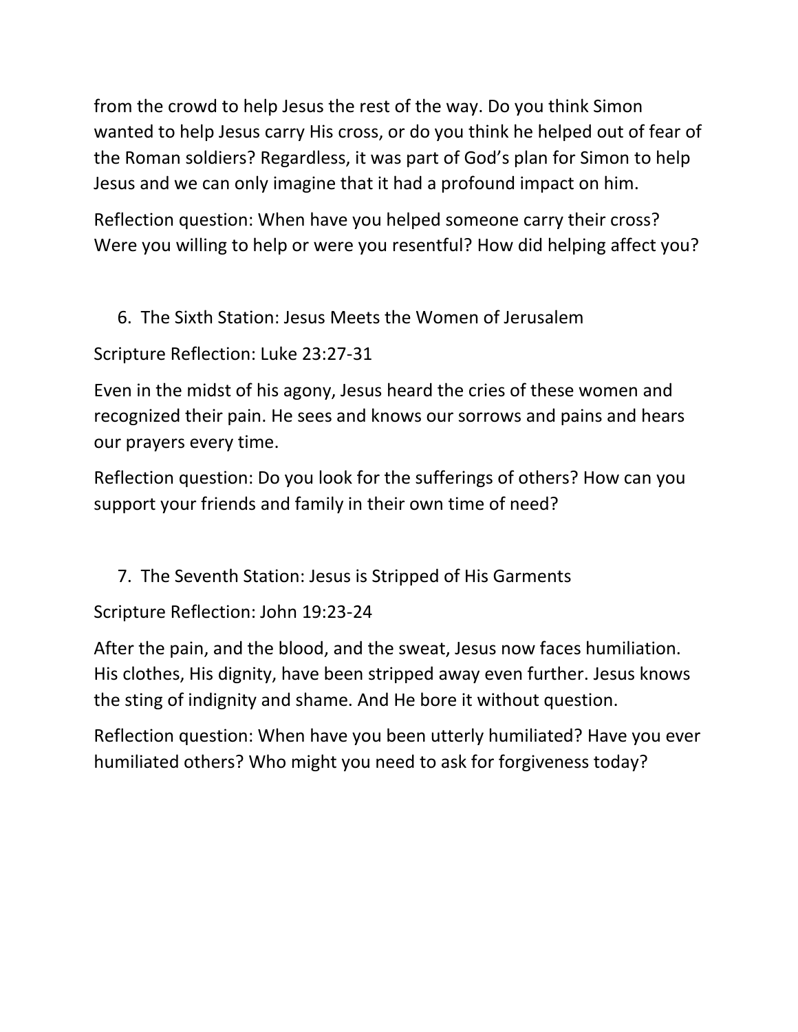from the crowd to help Jesus the rest of the way. Do you think Simon wanted to help Jesus carry His cross, or do you think he helped out of fear of the Roman soldiers? Regardless, it was part of God's plan for Simon to help Jesus and we can only imagine that it had a profound impact on him.

Reflection question: When have you helped someone carry their cross? Were you willing to help or were you resentful? How did helping affect you?

6. The Sixth Station: Jesus Meets the Women of Jerusalem

Scripture Reflection: Luke 23:27-31

Even in the midst of his agony, Jesus heard the cries of these women and recognized their pain. He sees and knows our sorrows and pains and hears our prayers every time.

Reflection question: Do you look for the sufferings of others? How can you support your friends and family in their own time of need?

7. The Seventh Station: Jesus is Stripped of His Garments

Scripture Reflection: John 19:23-24

After the pain, and the blood, and the sweat, Jesus now faces humiliation. His clothes, His dignity, have been stripped away even further. Jesus knows the sting of indignity and shame. And He bore it without question.

Reflection question: When have you been utterly humiliated? Have you ever humiliated others? Who might you need to ask for forgiveness today?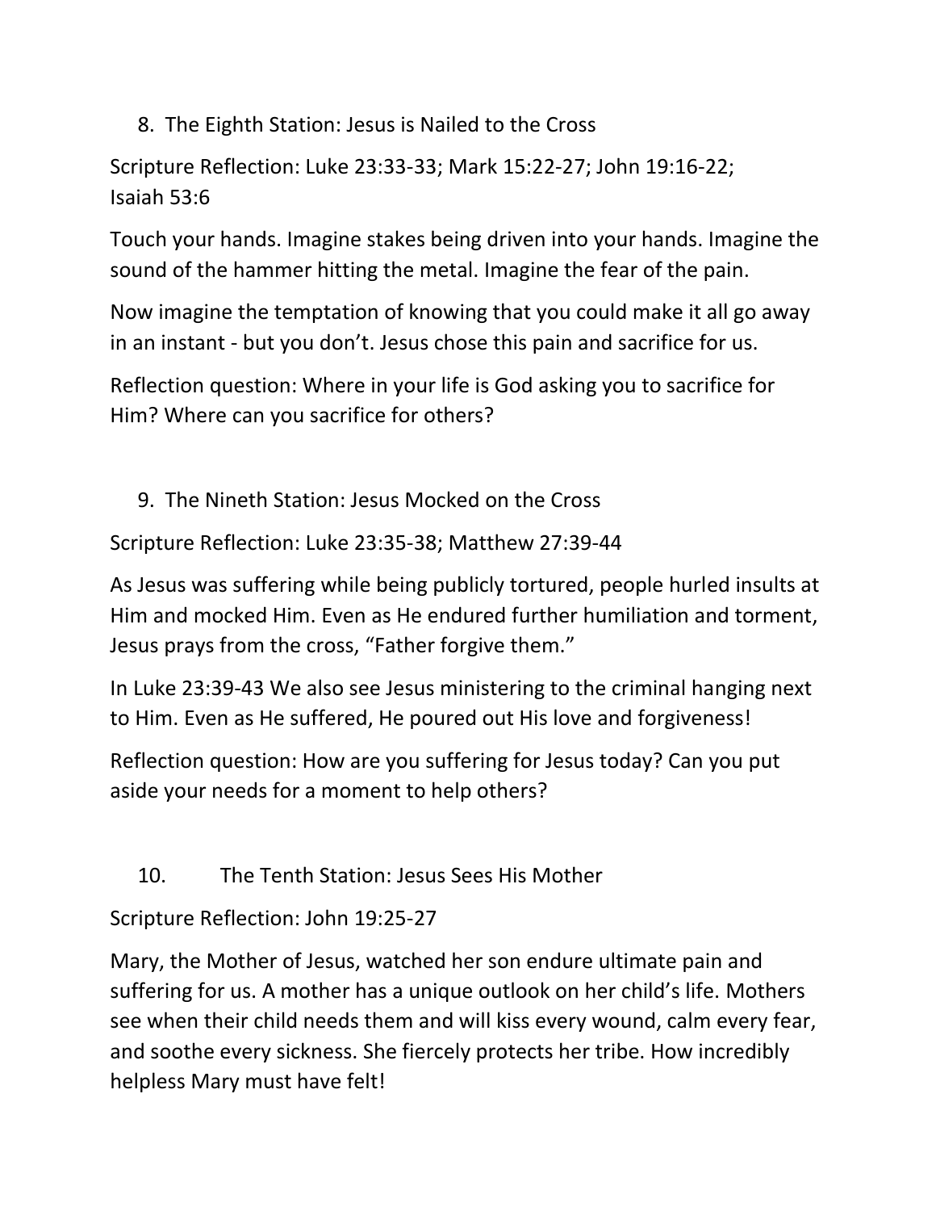8. The Eighth Station: Jesus is Nailed to the Cross

Scripture Reflection: Luke 23:33-33; Mark 15:22-27; John 19:16-22; Isaiah 53:6

Touch your hands. Imagine stakes being driven into your hands. Imagine the sound of the hammer hitting the metal. Imagine the fear of the pain.

Now imagine the temptation of knowing that you could make it all go away in an instant - but you don't. Jesus chose this pain and sacrifice for us.

Reflection question: Where in your life is God asking you to sacrifice for Him? Where can you sacrifice for others?

9. The Nineth Station: Jesus Mocked on the Cross

Scripture Reflection: Luke 23:35-38; Matthew 27:39-44

As Jesus was suffering while being publicly tortured, people hurled insults at Him and mocked Him. Even as He endured further humiliation and torment, Jesus prays from the cross, "Father forgive them."

In Luke 23:39-43 We also see Jesus ministering to the criminal hanging next to Him. Even as He suffered, He poured out His love and forgiveness!

Reflection question: How are you suffering for Jesus today? Can you put aside your needs for a moment to help others?

10. The Tenth Station: Jesus Sees His Mother

Scripture Reflection: John 19:25-27

Mary, the Mother of Jesus, watched her son endure ultimate pain and suffering for us. A mother has a unique outlook on her child's life. Mothers see when their child needs them and will kiss every wound, calm every fear, and soothe every sickness. She fiercely protects her tribe. How incredibly helpless Mary must have felt!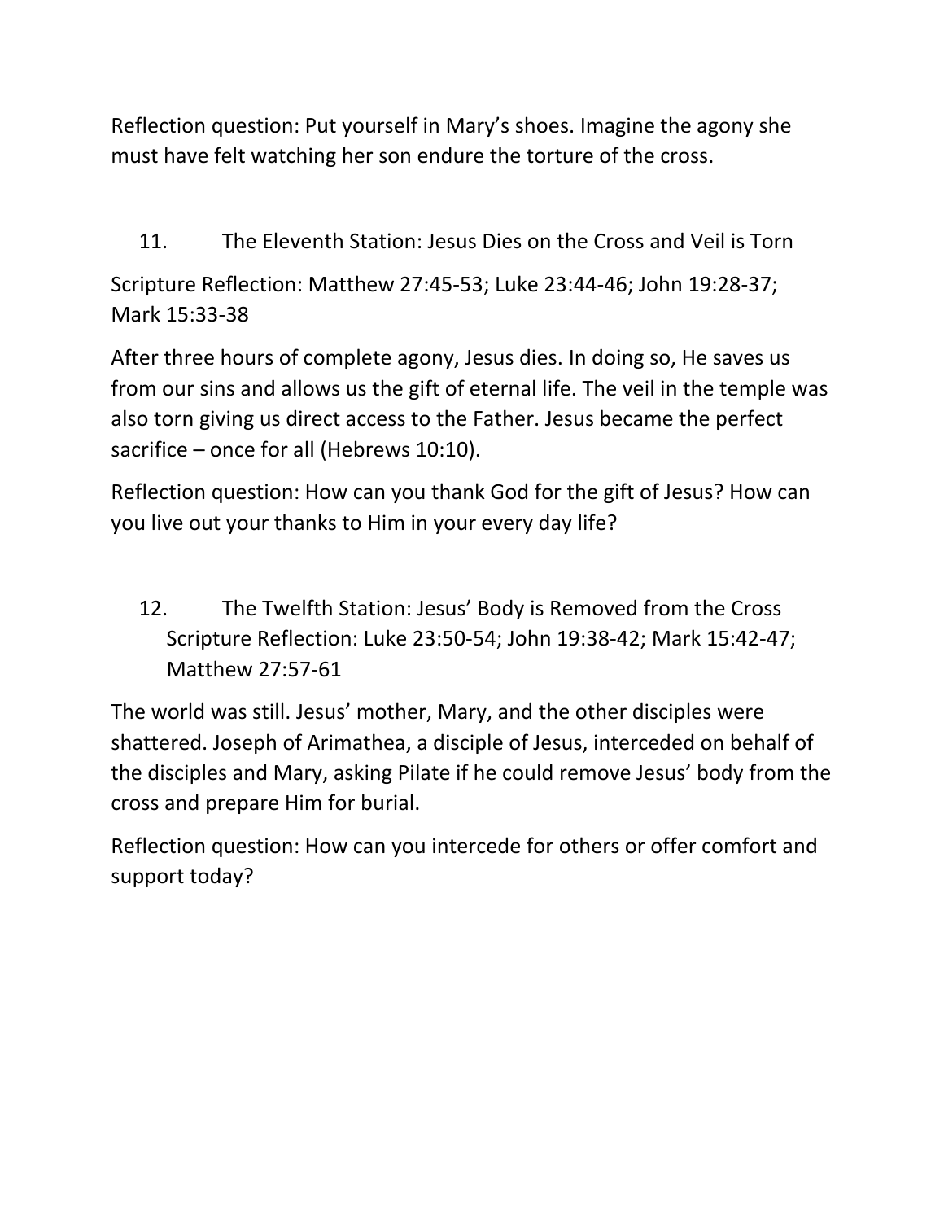Reflection question: Put yourself in Mary's shoes. Imagine the agony she must have felt watching her son endure the torture of the cross.

11. The Eleventh Station: Jesus Dies on the Cross and Veil is Torn

Scripture Reflection: Matthew 27:45-53; Luke 23:44-46; John 19:28-37; Mark 15:33-38

After three hours of complete agony, Jesus dies. In doing so, He saves us from our sins and allows us the gift of eternal life. The veil in the temple was also torn giving us direct access to the Father. Jesus became the perfect sacrifice – once for all (Hebrews 10:10).

Reflection question: How can you thank God for the gift of Jesus? How can you live out your thanks to Him in your every day life?

12. The Twelfth Station: Jesus' Body is Removed from the Cross
    Scripture Reflection: Luke 23:50-54; John 19:38-42; Mark 15:42-47; Matthew 27:57-61

The world was still. Jesus' mother, Mary, and the other disciples were shattered. Joseph of Arimathea, a disciple of Jesus, interceded on behalf of the disciples and Mary, asking Pilate if he could remove Jesus' body from the cross and prepare Him for burial.

Reflection question: How can you intercede for others or offer comfort and support today?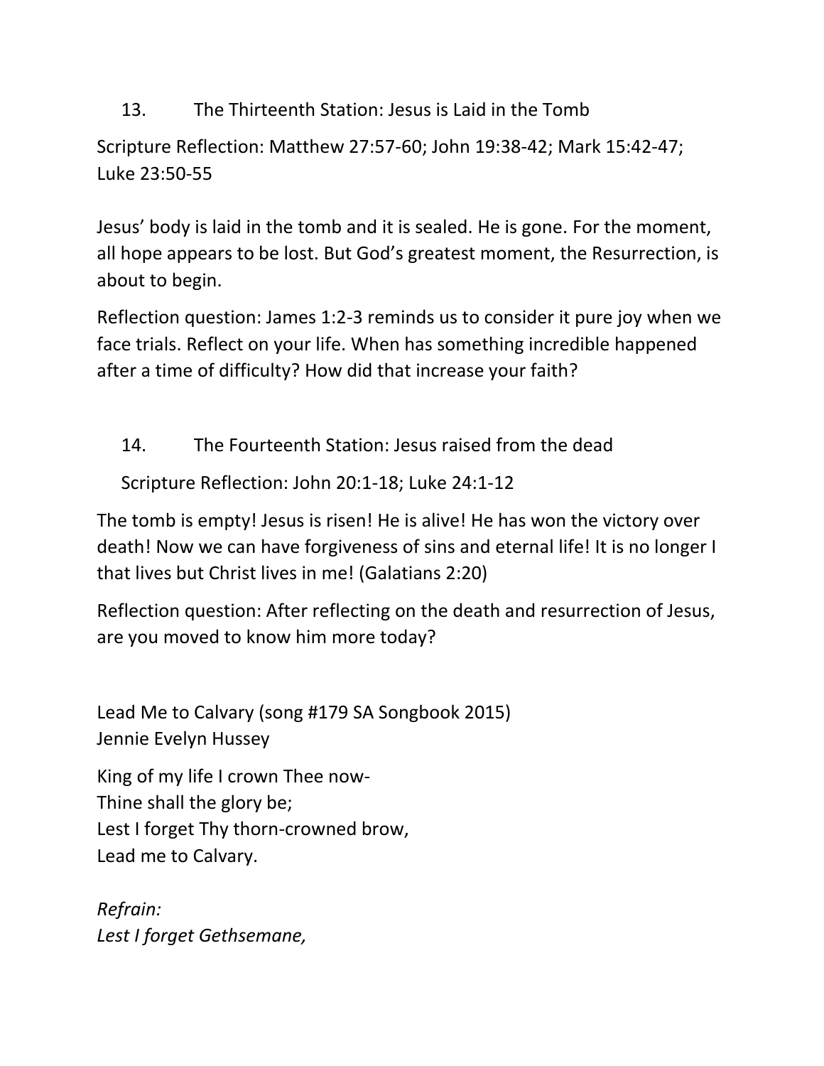13. The Thirteenth Station: Jesus is Laid in the Tomb

Scripture Reflection: Matthew 27:57-60; John 19:38-42; Mark 15:42-47; Luke 23:50-55

Jesus' body is laid in the tomb and it is sealed. He is gone. For the moment, all hope appears to be lost. But God's greatest moment, the Resurrection, is about to begin.

Reflection question: James 1:2-3 reminds us to consider it pure joy when we face trials. Reflect on your life. When has something incredible happened after a time of difficulty? How did that increase your faith?

14. The Fourteenth Station: Jesus raised from the dead

Scripture Reflection: John 20:1-18; Luke 24:1-12

The tomb is empty! Jesus is risen! He is alive! He has won the victory over death! Now we can have forgiveness of sins and eternal life! It is no longer I that lives but Christ lives in me! (Galatians 2:20)

Reflection question: After reflecting on the death and resurrection of Jesus, are you moved to know him more today?

Lead Me to Calvary (song #179 SA Songbook 2015)
Jennie Evelyn Hussey

King of my life I crown Thee now-
Thine shall the glory be;
Lest I forget Thy thorn-crowned brow,
Lead me to Calvary.

*Refrain:*
*Lest I forget Gethsemane,*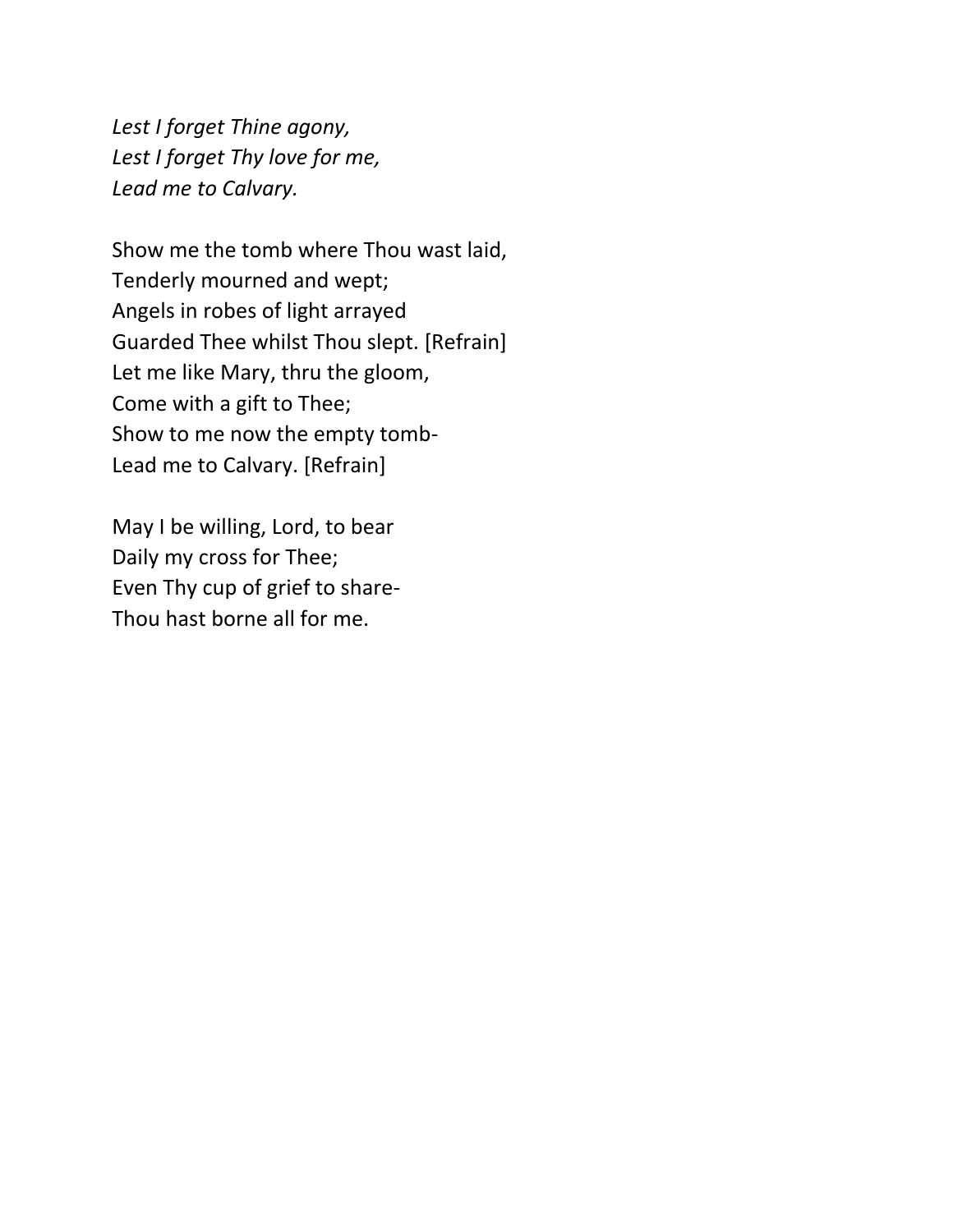*Lest I forget Thine agony,*  
*Lest I forget Thy love for me,*  
*Lead me to Calvary.*

Show me the tomb where Thou wast laid,  
Tenderly mourned and wept;  
Angels in robes of light arrayed  
Guarded Thee whilst Thou slept. [Refrain]  
Let me like Mary, thru the gloom,  
Come with a gift to Thee;  
Show to me now the empty tomb-  
Lead me to Calvary. [Refrain]

May I be willing, Lord, to bear  
Daily my cross for Thee;  
Even Thy cup of grief to share-  
Thou hast borne all for me.